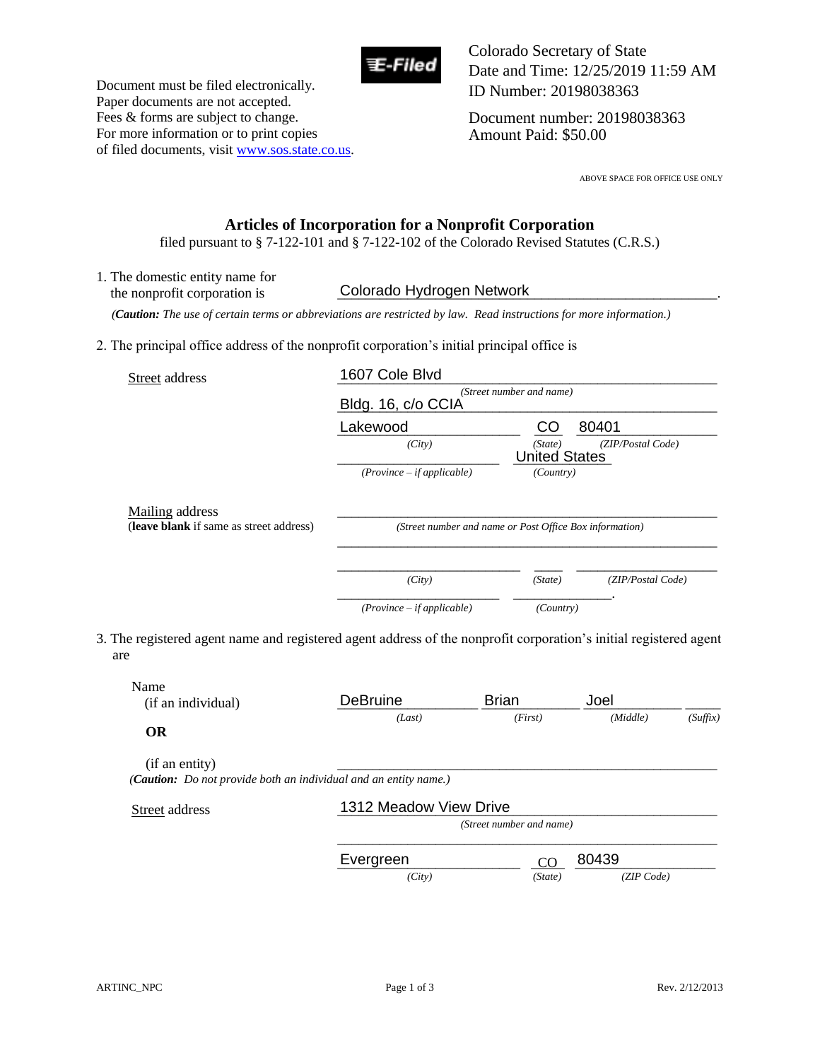Document must be filed electronically.
Paper documents are not accepted.
Fees & forms are subject to change.
For more information or to print copies of filed documents, visit www.sos.state.co.us.

E-Filed

Colorado Secretary of State
Date and Time: 12/25/2019 11:59 AM
ID Number: 20198038363

Document number: 20198038363
Amount Paid: $50.00

ABOVE SPACE FOR OFFICE USE ONLY

# Articles of Incorporation for a Nonprofit Corporation

filed pursuant to § 7-122-101 and § 7-122-102 of the Colorado Revised Statutes (C.R.S.)

1. The domestic entity name for the nonprofit corporation is Colorado Hydrogen Network.

*(**Caution:** The use of certain terms or abbreviations are restricted by law. Read instructions for more information.)*

2. The principal office address of the nonprofit corporation's initial principal office is

**Street address**

1607 Cole Blvd
*(Street number and name)*
Bldg. 16, c/o CCIA

Lakewood *(City)* CO *(State)* 80401 *(ZIP/Postal Code)*

_______ *(Province – if applicable)* United States *(Country)*

**Mailing address**
(**leave blank** if same as street address)

_______ *(Street number and name or Post Office Box information)*

_______

_______ *(City)* ___ *(State)* _______ *(ZIP/Postal Code)*

_______ *(Province – if applicable)* _______ *(Country)*.

3. The registered agent name and registered agent address of the nonprofit corporation's initial registered agent are

Name
(if an individual)

DeBruine *(Last)* Brian *(First)* Joel *(Middle)* ___ *(Suffix)*

**OR**

(if an entity) _______

*(**Caution:** Do not provide both an individual and an entity name.)*

**Street address**

1312 Meadow View Drive
*(Street number and name)*

_______

Evergreen *(City)* CO *(State)* 80439 *(ZIP Code)*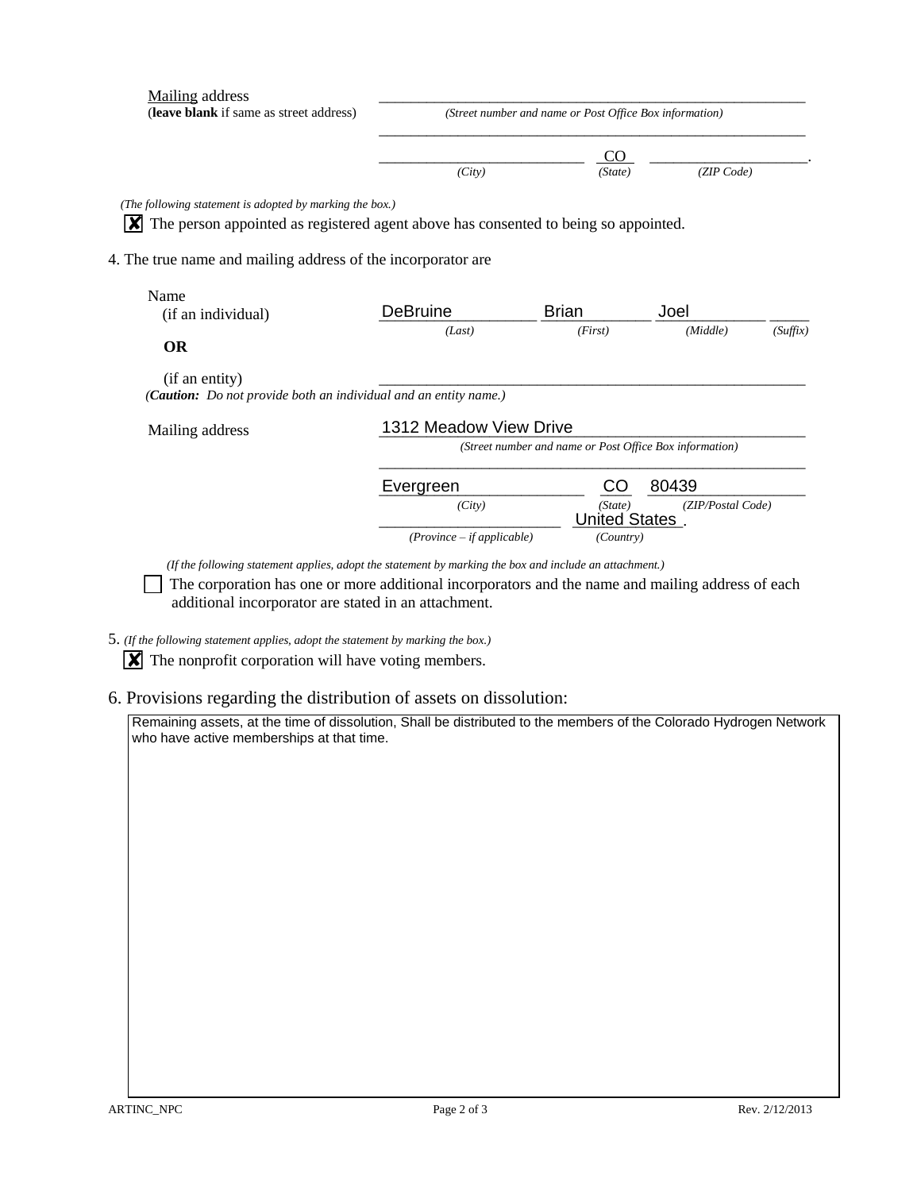Mailing address
(**leave blank** if same as street address)

______________________________________________
*(Street number and name or Post Office Box information)*

______________________________________________

______________________ CO ______________________.
*(City)* *(State)* *(ZIP Code)*

*(The following statement is adopted by marking the box.)*

☒ The person appointed as registered agent above has consented to being so appointed.

4. The true name and mailing address of the incorporator are

Name
(if an individual)

| DeBruine | Brian | Joel | |
|---|---|---|---|
| *(Last)* | *(First)* | *(Middle)* | *(Suffix)* |

**OR**

(if an entity) ______________________________________________

(***Caution:*** *Do not provide both an individual and an entity name.)*

Mailing address

1312 Meadow View Drive
*(Street number and name or Post Office Box information)*

______________________________________________

| Evergreen | CO | 80439 |
|---|---|---|
| *(City)* | *(State)* | *(ZIP/Postal Code)* |

______________________ United States.
*(Province – if applicable)* *(Country)*

*(If the following statement applies, adopt the statement by marking the box and include an attachment.)*

☐ The corporation has one or more additional incorporators and the name and mailing address of each additional incorporator are stated in an attachment.

5. *(If the following statement applies, adopt the statement by marking the box.)*

☒ The nonprofit corporation will have voting members.

6. Provisions regarding the distribution of assets on dissolution:

Remaining assets, at the time of dissolution, Shall be distributed to the members of the Colorado Hydrogen Network who have active memberships at that time.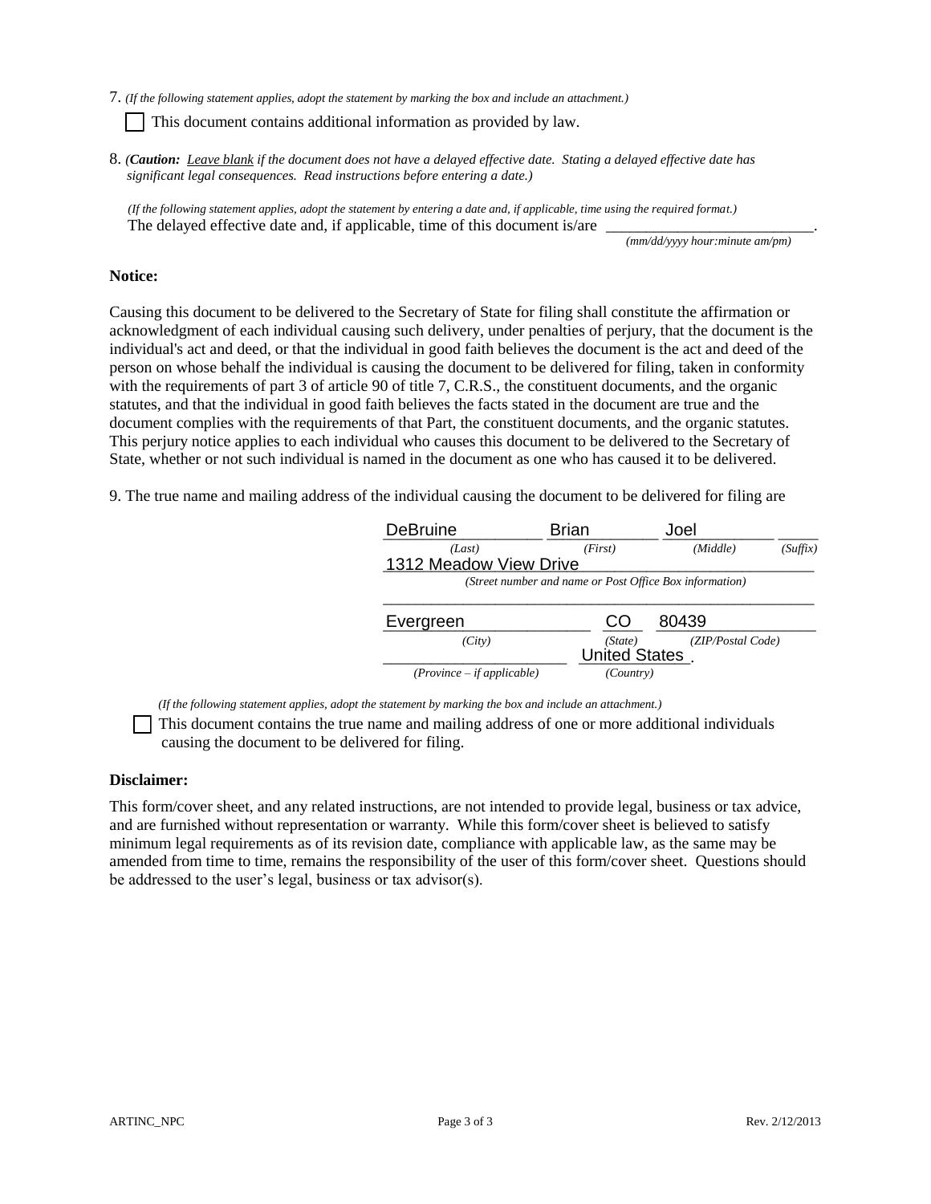7. *(If the following statement applies, adopt the statement by marking the box and include an attachment.)*

☐ This document contains additional information as provided by law.

8. *(**Caution:** <u>Leave blank</u> if the document does not have a delayed effective date. Stating a delayed effective date has significant legal consequences. Read instructions before entering a date.)*

*(If the following statement applies, adopt the statement by entering a date and, if applicable, time using the required format.)*

The delayed effective date and, if applicable, time of this document is/are ___________________________.
*(mm/dd/yyyy hour:minute am/pm)*

**Notice:**

Causing this document to be delivered to the Secretary of State for filing shall constitute the affirmation or acknowledgment of each individual causing such delivery, under penalties of perjury, that the document is the individual's act and deed, or that the individual in good faith believes the document is the act and deed of the person on whose behalf the individual is causing the document to be delivered for filing, taken in conformity with the requirements of part 3 of article 90 of title 7, C.R.S., the constituent documents, and the organic statutes, and that the individual in good faith believes the facts stated in the document are true and the document complies with the requirements of that Part, the constituent documents, and the organic statutes. This perjury notice applies to each individual who causes this document to be delivered to the Secretary of State, whether or not such individual is named in the document as one who has caused it to be delivered.

9. The true name and mailing address of the individual causing the document to be delivered for filing are

| | | | |
|---|---|---|---|
| DeBruine | Brian | Joel | |
| *(Last)* | *(First)* | *(Middle)* | *(Suffix)* |

1312 Meadow View Drive
*(Street number and name or Post Office Box information)*

| | | |
|---|---|---|
| Evergreen | CO | 80439 |
| *(City)* | *(State)* | *(ZIP/Postal Code)* |
| | United States | |
| *(Province – if applicable)* | *(Country)* | |

*(If the following statement applies, adopt the statement by marking the box and include an attachment.)*

☐ This document contains the true name and mailing address of one or more additional individuals causing the document to be delivered for filing.

**Disclaimer:**

This form/cover sheet, and any related instructions, are not intended to provide legal, business or tax advice, and are furnished without representation or warranty. While this form/cover sheet is believed to satisfy minimum legal requirements as of its revision date, compliance with applicable law, as the same may be amended from time to time, remains the responsibility of the user of this form/cover sheet. Questions should be addressed to the user's legal, business or tax advisor(s).